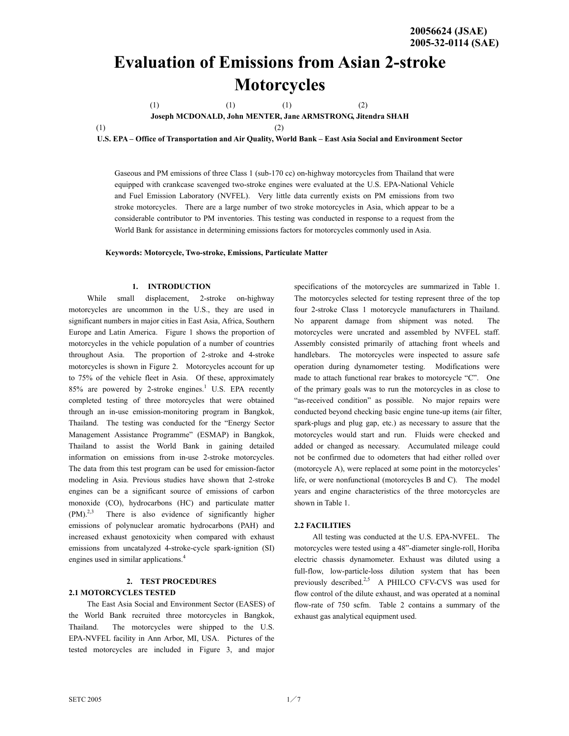**20056624 (JSAE)**
**2005-32-0114 (SAE)**

# Evaluation of Emissions from Asian 2-stroke Motorcycles

**Joseph MCDONALD** [1], **John MENTER** [1], **Jane ARMSTRONG** [1], **Jitendra SHAH** [2]

[1] **U.S. EPA – Office of Transportation and Air Quality,** [2] **World Bank – East Asia Social and Environment Sector**

Gaseous and PM emissions of three Class 1 (sub-170 cc) on-highway motorcycles from Thailand that were equipped with crankcase scavenged two-stroke engines were evaluated at the U.S. EPA-National Vehicle and Fuel Emission Laboratory (NVFEL). Very little data currently exists on PM emissions from two stroke motorcycles. There are a large number of two stroke motorcycles in Asia, which appear to be a considerable contributor to PM inventories. This testing was conducted in response to a request from the World Bank for assistance in determining emissions factors for motorcycles commonly used in Asia.

**Keywords: Motorcycle, Two-stroke, Emissions, Particulate Matter**

## 1. INTRODUCTION

While small displacement, 2-stroke on-highway motorcycles are uncommon in the U.S., they are used in significant numbers in major cities in East Asia, Africa, Southern Europe and Latin America. Figure 1 shows the proportion of motorcycles in the vehicle population of a number of countries throughout Asia. The proportion of 2-stroke and 4-stroke motorcycles is shown in Figure 2. Motorcycles account for up to 75% of the vehicle fleet in Asia. Of these, approximately 85% are powered by 2-stroke engines.[1] U.S. EPA recently completed testing of three motorcycles that were obtained through an in-use emission-monitoring program in Bangkok, Thailand. The testing was conducted for the "Energy Sector Management Assistance Programme" (ESMAP) in Bangkok, Thailand to assist the World Bank in gaining detailed information on emissions from in-use 2-stroke motorcycles. The data from this test program can be used for emission-factor modeling in Asia. Previous studies have shown that 2-stroke engines can be a significant source of emissions of carbon monoxide (CO), hydrocarbons (HC) and particulate matter (PM).[2,3] There is also evidence of significantly higher emissions of polynuclear aromatic hydrocarbons (PAH) and increased exhaust genotoxicity when compared with exhaust emissions from uncatalyzed 4-stroke-cycle spark-ignition (SI) engines used in similar applications.[4]

## 2. TEST PROCEDURES

### 2.1 MOTORCYCLES TESTED

The East Asia Social and Environment Sector (EASES) of the World Bank recruited three motorcycles in Bangkok, Thailand. The motorcycles were shipped to the U.S. EPA-NVFEL facility in Ann Arbor, MI, USA. Pictures of the tested motorcycles are included in Figure 3, and major specifications of the motorcycles are summarized in Table 1. The motorcycles selected for testing represent three of the top four 2-stroke Class 1 motorcycle manufacturers in Thailand. No apparent damage from shipment was noted. The motorcycles were uncrated and assembled by NVFEL staff. Assembly consisted primarily of attaching front wheels and handlebars. The motorcycles were inspected to assure safe operation during dynamometer testing. Modifications were made to attach functional rear brakes to motorcycle "C". One of the primary goals was to run the motorcycles in as close to "as-received condition" as possible. No major repairs were conducted beyond checking basic engine tune-up items (air filter, spark-plugs and plug gap, etc.) as necessary to assure that the motorcycles would start and run. Fluids were checked and added or changed as necessary. Accumulated mileage could not be confirmed due to odometers that had either rolled over (motorcycle A), were replaced at some point in the motorcycles' life, or were nonfunctional (motorcycles B and C). The model years and engine characteristics of the three motorcycles are shown in Table 1.

### 2.2 FACILITIES

All testing was conducted at the U.S. EPA-NVFEL. The motorcycles were tested using a 48"-diameter single-roll, Horiba electric chassis dynamometer. Exhaust was diluted using a full-flow, low-particle-loss dilution system that has been previously described.[2,5] A PHILCO CFV-CVS was used for flow control of the dilute exhaust, and was operated at a nominal flow-rate of 750 scfm. Table 2 contains a summary of the exhaust gas analytical equipment used.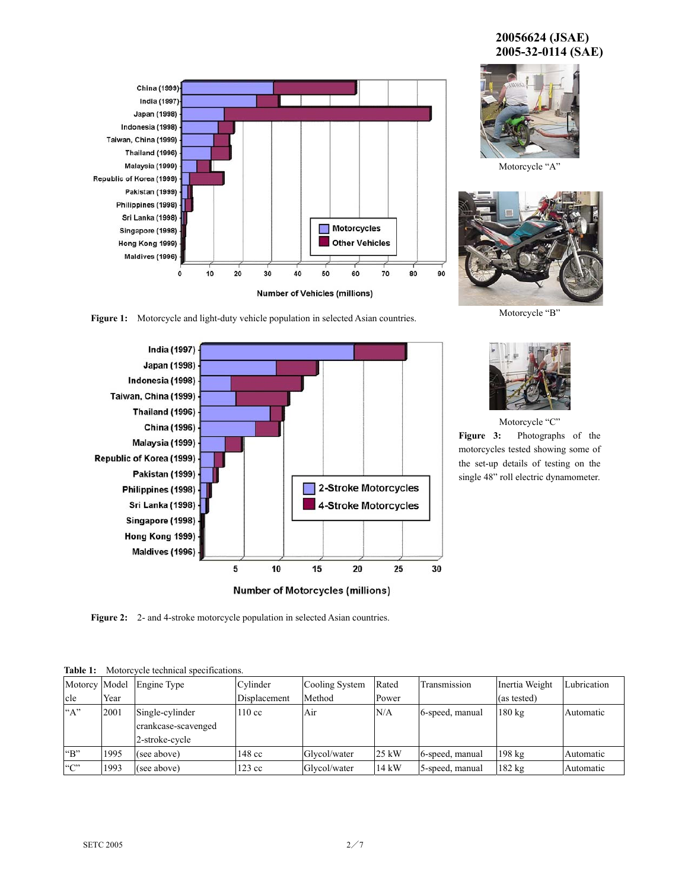Figure 1: Motorcycle and light-duty vehicle population in selected Asian countries.

Figure 2: 2- and 4-stroke motorcycle population in selected Asian countries.

Motorcycle "A"

Motorcycle "B"

Motorcycle "C"

**Figure 3:** Photographs of the motorcycles tested showing some of the set-up details of testing on the single 48" roll electric dynamometer.

**Table 1:** Motorcycle technical specifications.

| Motorcycle | Model Year | Engine Type | Cylinder Displacement | Cooling System Method | Rated Power | Transmission | Inertia Weight (as tested) | Lubrication |
|---|---|---|---|---|---|---|---|---|
| "A" | 2001 | Single-cylinder crankcase-scavenged 2-stroke-cycle | 110 cc | Air | N/A | 6-speed, manual | 180 kg | Automatic |
| "B" | 1995 | (see above) | 148 cc | Glycol/water | 25 kW | 6-speed, manual | 198 kg | Automatic |
| "C" | 1993 | (see above) | 123 cc | Glycol/water | 14 kW | 5-speed, manual | 182 kg | Automatic |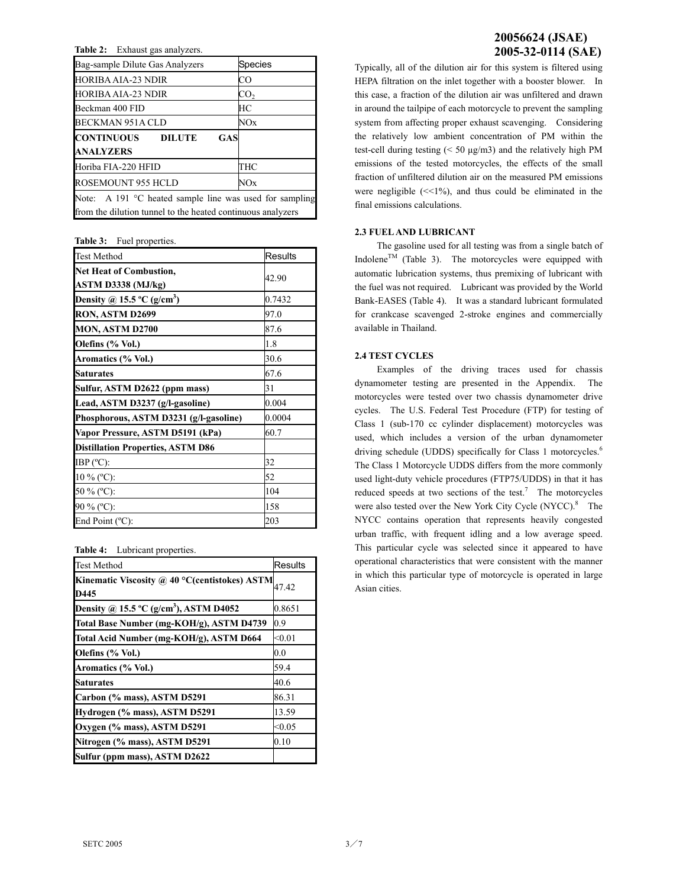**Table 2:** Exhaust gas analyzers.

| Bag-sample Dilute Gas Analyzers | Species |
|---|---|
| HORIBA AIA-23 NDIR | CO |
| HORIBA AIA-23 NDIR | $CO_2$ |
| Beckman 400 FID | HC |
| BECKMAN 951A CLD | NOx |
| **CONTINUOUS DILUTE GAS ANALYZERS** | |
| Horiba FIA-220 HFID | THC |
| ROSEMOUNT 955 HCLD | NOx |
| Note: A 191 °C heated sample line was used for sampling from the dilution tunnel to the heated continuous analyzers | |

**Table 3:** Fuel properties.

| Test Method | Results |
|---|---|
| **Net Heat of Combustion, ASTM D3338 (MJ/kg)** | 42.90 |
| **Density @ 15.5 ºC (g/cm$^3$)** | 0.7432 |
| **RON, ASTM D2699** | 97.0 |
| **MON, ASTM D2700** | 87.6 |
| **Olefins (% Vol.)** | 1.8 |
| **Aromatics (% Vol.)** | 30.6 |
| **Saturates** | 67.6 |
| **Sulfur, ASTM D2622 (ppm mass)** | 31 |
| **Lead, ASTM D3237 (g/l-gasoline)** | 0.004 |
| **Phosphorous, ASTM D3231 (g/l-gasoline)** | 0.0004 |
| **Vapor Pressure, ASTM D5191 (kPa)** | 60.7 |
| **Distillation Properties, ASTM D86** | |
| IBP (ºC): | 32 |
| 10 % (ºC): | 52 |
| 50 % (ºC): | 104 |
| 90 % (ºC): | 158 |
| End Point (ºC): | 203 |

**Table 4:** Lubricant properties.

| Test Method | Results |
|---|---|
| **Kinematic Viscosity @ 40 °C(centistokes) ASTM D445** | 47.42 |
| **Density @ 15.5 ºC (g/cm$^3$), ASTM D4052** | 0.8651 |
| **Total Base Number (mg-KOH/g), ASTM D4739** | 0.9 |
| **Total Acid Number (mg-KOH/g), ASTM D664** | <0.01 |
| **Olefins (% Vol.)** | 0.0 |
| **Aromatics (% Vol.)** | 59.4 |
| **Saturates** | 40.6 |
| **Carbon (% mass), ASTM D5291** | 86.31 |
| **Hydrogen (% mass), ASTM D5291** | 13.59 |
| **Oxygen (% mass), ASTM D5291** | <0.05 |
| **Nitrogen (% mass), ASTM D5291** | 0.10 |
| **Sulfur (ppm mass), ASTM D2622** | |

Typically, all of the dilution air for this system is filtered using HEPA filtration on the inlet together with a booster blower. In this case, a fraction of the dilution air was unfiltered and drawn in around the tailpipe of each motorcycle to prevent the sampling system from affecting proper exhaust scavenging. Considering the relatively low ambient concentration of PM within the test-cell during testing (< 50 μg/m3) and the relatively high PM emissions of the tested motorcycles, the effects of the small fraction of unfiltered dilution air on the measured PM emissions were negligible (<<1%), and thus could be eliminated in the final emissions calculations.

### 2.3 FUEL AND LUBRICANT

The gasoline used for all testing was from a single batch of Indolene[TM] (Table 3). The motorcycles were equipped with automatic lubrication systems, thus premixing of lubricant with the fuel was not required. Lubricant was provided by the World Bank-EASES (Table 4). It was a standard lubricant formulated for crankcase scavenged 2-stroke engines and commercially available in Thailand.

### 2.4 TEST CYCLES

Examples of the driving traces used for chassis dynamometer testing are presented in the Appendix. The motorcycles were tested over two chassis dynamometer drive cycles. The U.S. Federal Test Procedure (FTP) for testing of Class 1 (sub-170 cc cylinder displacement) motorcycles was used, which includes a version of the urban dynamometer driving schedule (UDDS) specifically for Class 1 motorcycles.[6] The Class 1 Motorcycle UDDS differs from the more commonly used light-duty vehicle procedures (FTP75/UDDS) in that it has reduced speeds at two sections of the test.[7] The motorcycles were also tested over the New York City Cycle (NYCC).[8] The NYCC contains operation that represents heavily congested urban traffic, with frequent idling and a low average speed. This particular cycle was selected since it appeared to have operational characteristics that were consistent with the manner in which this particular type of motorcycle is operated in large Asian cities.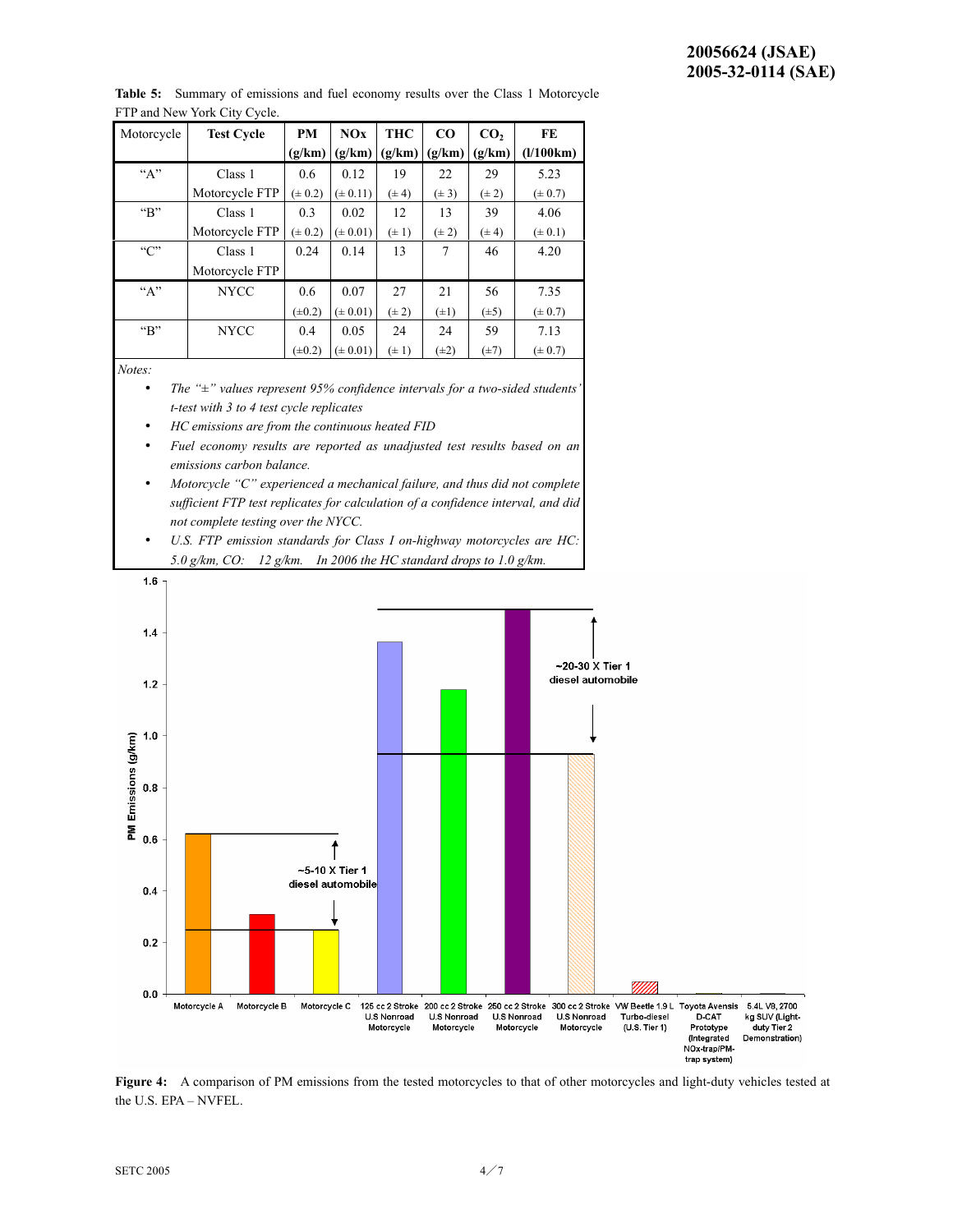**Table 5:** Summary of emissions and fuel economy results over the Class 1 Motorcycle FTP and New York City Cycle.

| Motorcycle | Test Cycle | PM (g/km) | NOx (g/km) | THC (g/km) | CO (g/km) | $CO_2$ (g/km) | FE (l/100km) |
|---|---|---|---|---|---|---|---|
| "A" | Class 1 Motorcycle FTP | 0.6 (± 0.2) | 0.12 (± 0.11) | 19 (± 4) | 22 (± 3) | 29 (± 2) | 5.23 (± 0.7) |
| "B" | Class 1 Motorcycle FTP | 0.3 (± 0.2) | 0.02 (± 0.01) | 12 (± 1) | 13 (± 2) | 39 (± 4) | 4.06 (± 0.1) |
| "C" | Class 1 Motorcycle FTP | 0.24 | 0.14 | 13 | 7 | 46 | 4.20 |
| "A" | NYCC | 0.6 (±0.2) | 0.07 (± 0.01) | 27 (± 2) | 21 (±1) | 56 (±5) | 7.35 (± 0.7) |
| "B" | NYCC | 0.4 (±0.2) | 0.05 (± 0.01) | 24 (± 1) | 24 (±2) | 59 (±7) | 7.13 (± 0.7) |

*Notes:*

- *The "±" values represent 95% confidence intervals for a two-sided students' t-test with 3 to 4 test cycle replicates*
- *HC emissions are from the continuous heated FID*
- *Fuel economy results are reported as unadjusted test results based on an emissions carbon balance.*
- *Motorcycle "C" experienced a mechanical failure, and thus did not complete sufficient FTP test replicates for calculation of a confidence interval, and did not complete testing over the NYCC.*
- *U.S. FTP emission standards for Class I on-highway motorcycles are HC: 5.0 g/km, CO: 12 g/km. In 2006 the HC standard drops to 1.0 g/km.*

**Figure 4:** A comparison of PM emissions from the tested motorcycles to that of other motorcycles and light-duty vehicles tested at the U.S. EPA – NVFEL.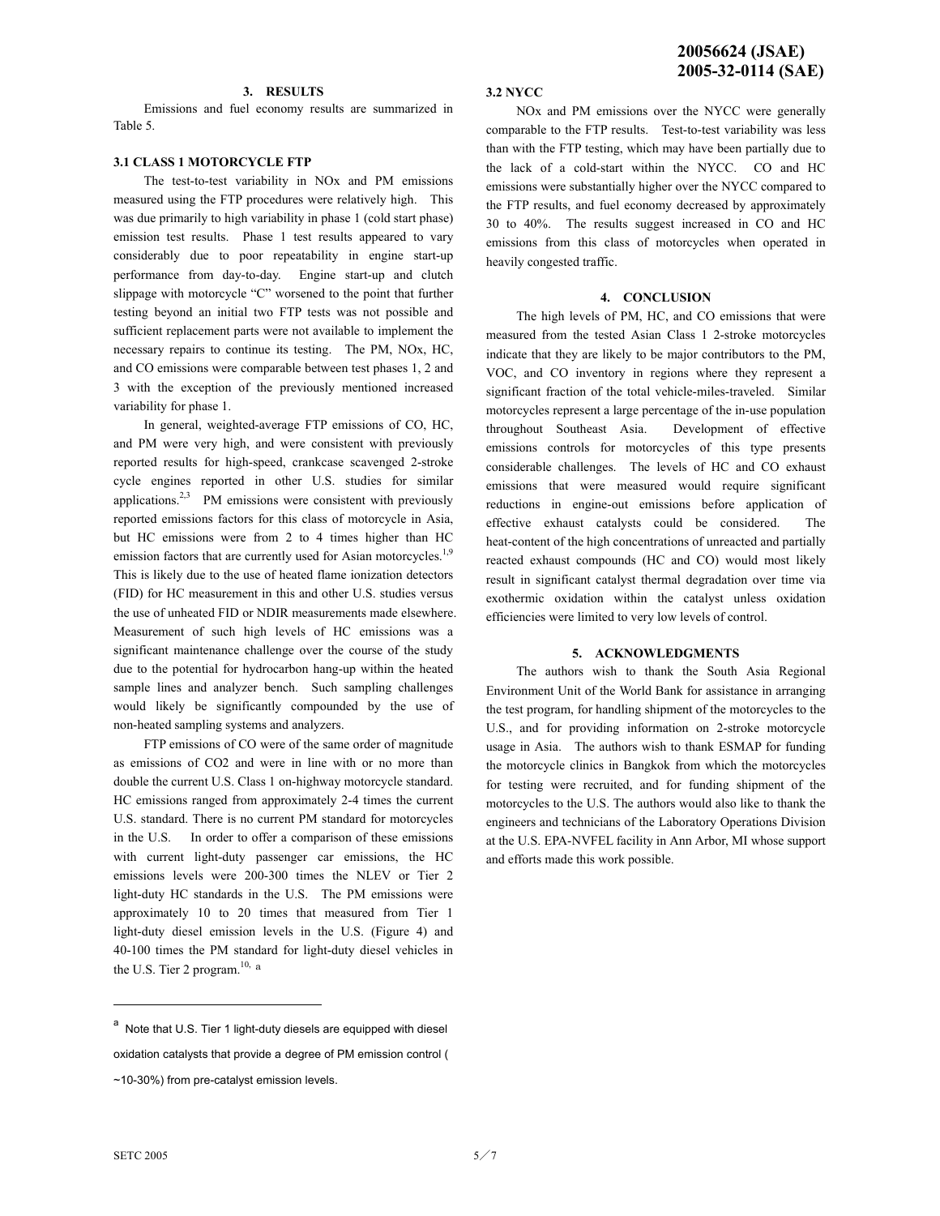## 3. RESULTS

Emissions and fuel economy results are summarized in Table 5.

### 3.1 CLASS 1 MOTORCYCLE FTP

The test-to-test variability in NOx and PM emissions measured using the FTP procedures were relatively high. This was due primarily to high variability in phase 1 (cold start phase) emission test results. Phase 1 test results appeared to vary considerably due to poor repeatability in engine start-up performance from day-to-day. Engine start-up and clutch slippage with motorcycle "C" worsened to the point that further testing beyond an initial two FTP tests was not possible and sufficient replacement parts were not available to implement the necessary repairs to continue its testing. The PM, NOx, HC, and CO emissions were comparable between test phases 1, 2 and 3 with the exception of the previously mentioned increased variability for phase 1.

In general, weighted-average FTP emissions of CO, HC, and PM were very high, and were consistent with previously reported results for high-speed, crankcase scavenged 2-stroke cycle engines reported in other U.S. studies for similar applications.[2,3] PM emissions were consistent with previously reported emissions factors for this class of motorcycle in Asia, but HC emissions were from 2 to 4 times higher than HC emission factors that are currently used for Asian motorcycles.[1,9] This is likely due to the use of heated flame ionization detectors (FID) for HC measurement in this and other U.S. studies versus the use of unheated FID or NDIR measurements made elsewhere. Measurement of such high levels of HC emissions was a significant maintenance challenge over the course of the study due to the potential for hydrocarbon hang-up within the heated sample lines and analyzer bench. Such sampling challenges would likely be significantly compounded by the use of non-heated sampling systems and analyzers.

FTP emissions of CO were of the same order of magnitude as emissions of $CO_2$ and were in line with or no more than double the current U.S. Class 1 on-highway motorcycle standard. HC emissions ranged from approximately 2-4 times the current U.S. standard. There is no current PM standard for motorcycles in the U.S. In order to offer a comparison of these emissions with current light-duty passenger car emissions, the HC emissions levels were 200-300 times the NLEV or Tier 2 light-duty HC standards in the U.S. The PM emissions were approximately 10 to 20 times that measured from Tier 1 light-duty diesel emission levels in the U.S. (Figure 4) and 40-100 times the PM standard for light-duty diesel vehicles in the U.S. Tier 2 program.[10, a]

### 3.2 NYCC

NOx and PM emissions over the NYCC were generally comparable to the FTP results. Test-to-test variability was less than with the FTP testing, which may have been partially due to the lack of a cold-start within the NYCC. CO and HC emissions were substantially higher over the NYCC compared to the FTP results, and fuel economy decreased by approximately 30 to 40%. The results suggest increased in CO and HC emissions from this class of motorcycles when operated in heavily congested traffic.

## 4. CONCLUSION

The high levels of PM, HC, and CO emissions that were measured from the tested Asian Class 1 2-stroke motorcycles indicate that they are likely to be major contributors to the PM, VOC, and CO inventory in regions where they represent a significant fraction of the total vehicle-miles-traveled. Similar motorcycles represent a large percentage of the in-use population throughout Southeast Asia. Development of effective emissions controls for motorcycles of this type presents considerable challenges. The levels of HC and CO exhaust emissions that were measured would require significant reductions in engine-out emissions before application of effective exhaust catalysts could be considered. The heat-content of the high concentrations of unreacted and partially reacted exhaust compounds (HC and CO) would most likely result in significant catalyst thermal degradation over time via exothermic oxidation within the catalyst unless oxidation efficiencies were limited to very low levels of control.

## 5. ACKNOWLEDGMENTS

The authors wish to thank the South Asia Regional Environment Unit of the World Bank for assistance in arranging the test program, for handling shipment of the motorcycles to the U.S., and for providing information on 2-stroke motorcycle usage in Asia. The authors wish to thank ESMAP for funding the motorcycle clinics in Bangkok from which the motorcycles for testing were recruited, and for funding shipment of the motorcycles to the U.S. The authors would also like to thank the engineers and technicians of the Laboratory Operations Division at the U.S. EPA-NVFEL facility in Ann Arbor, MI whose support and efforts made this work possible.

---

[a] Note that U.S. Tier 1 light-duty diesels are equipped with diesel oxidation catalysts that provide a degree of PM emission control ( ~10-30%) from pre-catalyst emission levels.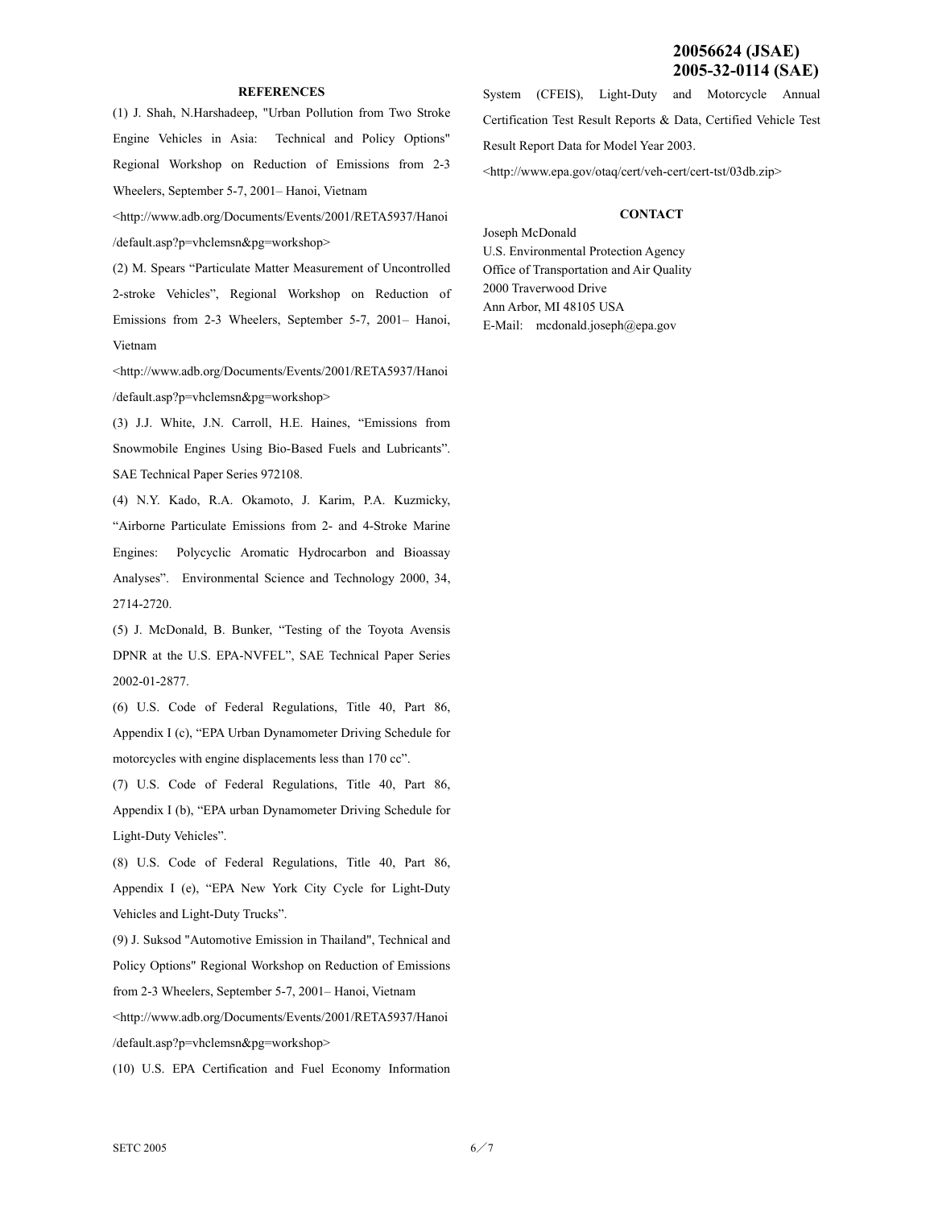## REFERENCES

(1) J. Shah, N.Harshadeep, "Urban Pollution from Two Stroke Engine Vehicles in Asia: Technical and Policy Options" Regional Workshop on Reduction of Emissions from 2-3 Wheelers, September 5-7, 2001– Hanoi, Vietnam <http://www.adb.org/Documents/Events/2001/RETA5937/Hanoi/default.asp?p=vhclemsn&pg=workshop>

(2) M. Spears "Particulate Matter Measurement of Uncontrolled 2-stroke Vehicles", Regional Workshop on Reduction of Emissions from 2-3 Wheelers, September 5-7, 2001– Hanoi, Vietnam <http://www.adb.org/Documents/Events/2001/RETA5937/Hanoi/default.asp?p=vhclemsn&pg=workshop>

(3) J.J. White, J.N. Carroll, H.E. Haines, "Emissions from Snowmobile Engines Using Bio-Based Fuels and Lubricants". SAE Technical Paper Series 972108.

(4) N.Y. Kado, R.A. Okamoto, J. Karim, P.A. Kuzmicky, "Airborne Particulate Emissions from 2- and 4-Stroke Marine Engines: Polycyclic Aromatic Hydrocarbon and Bioassay Analyses". Environmental Science and Technology 2000, 34, 2714-2720.

(5) J. McDonald, B. Bunker, "Testing of the Toyota Avensis DPNR at the U.S. EPA-NVFEL", SAE Technical Paper Series 2002-01-2877.

(6) U.S. Code of Federal Regulations, Title 40, Part 86, Appendix I (c), "EPA Urban Dynamometer Driving Schedule for motorcycles with engine displacements less than 170 cc".

(7) U.S. Code of Federal Regulations, Title 40, Part 86, Appendix I (b), "EPA urban Dynamometer Driving Schedule for Light-Duty Vehicles".

(8) U.S. Code of Federal Regulations, Title 40, Part 86, Appendix I (e), "EPA New York City Cycle for Light-Duty Vehicles and Light-Duty Trucks".

(9) J. Suksod "Automotive Emission in Thailand", Technical and Policy Options" Regional Workshop on Reduction of Emissions from 2-3 Wheelers, September 5-7, 2001– Hanoi, Vietnam <http://www.adb.org/Documents/Events/2001/RETA5937/Hanoi/default.asp?p=vhclemsn&pg=workshop>

(10) U.S. EPA Certification and Fuel Economy Information System (CFEIS), Light-Duty and Motorcycle Annual Certification Test Result Reports & Data, Certified Vehicle Test Result Report Data for Model Year 2003. <http://www.epa.gov/otaq/cert/veh-cert/cert-tst/03db.zip>

## CONTACT

Joseph McDonald
U.S. Environmental Protection Agency
Office of Transportation and Air Quality
2000 Traverwood Drive
Ann Arbor, MI 48105 USA
E-Mail: mcdonald.joseph@epa.gov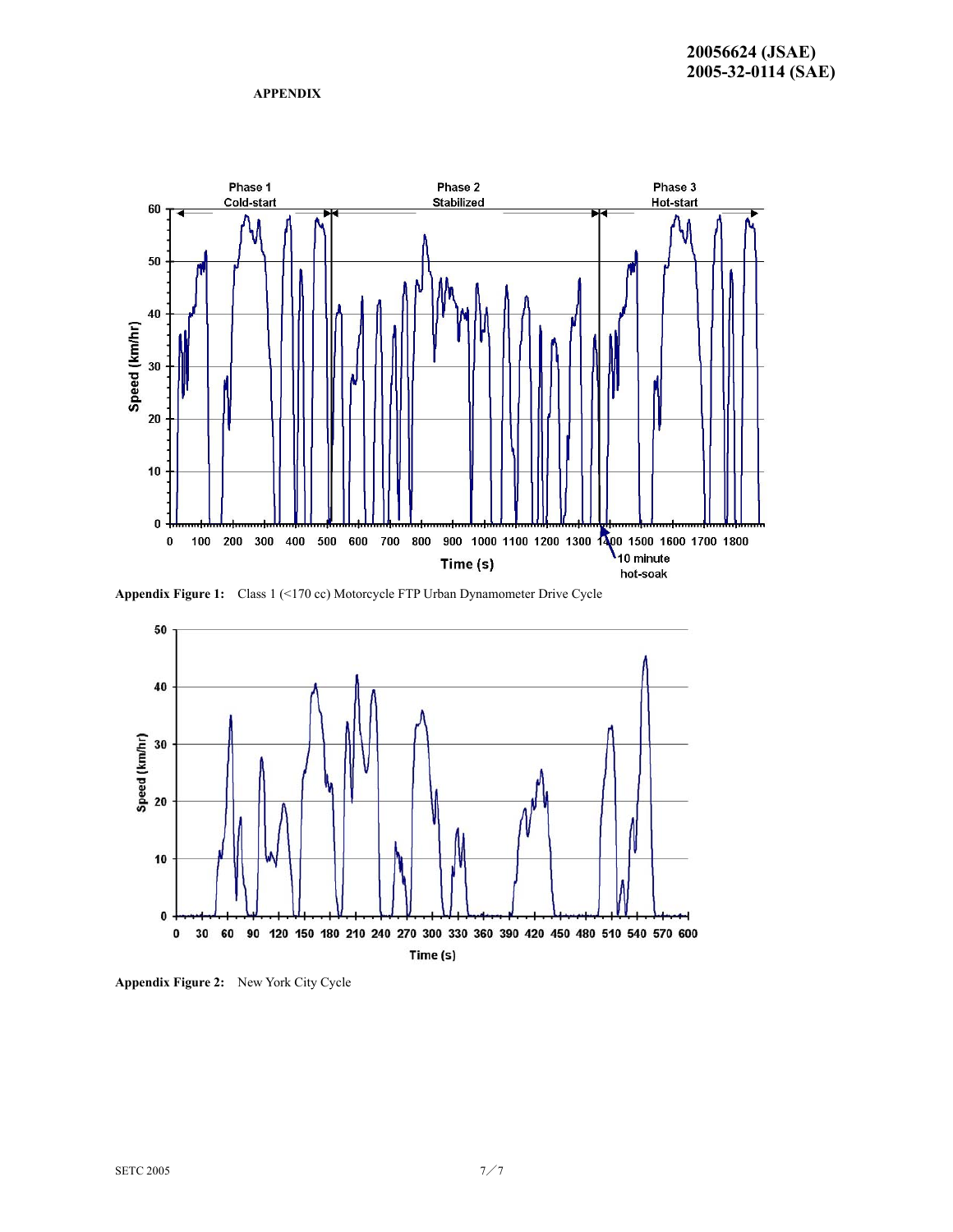**APPENDIX**

Phase 1
Cold-start
Phase 2
Stabilized
Phase 3
Hot-start

Speed (km/hr)
60
50
40
30
20
10
0

0 100 200 300 400 500 600 700 800 900 1000 1100 1200 1300 1400 1500 1600 1700 1800

Time (s)

10 minute
hot-soak

**Appendix Figure 1:** Class 1 (<170 cc) Motorcycle FTP Urban Dynamometer Drive Cycle

Speed (km/hr)
50
40
30
20
10
0

0 30 60 90 120 150 180 210 240 270 300 330 360 390 420 450 480 510 540 570 600

Time (s)

**Appendix Figure 2:** New York City Cycle